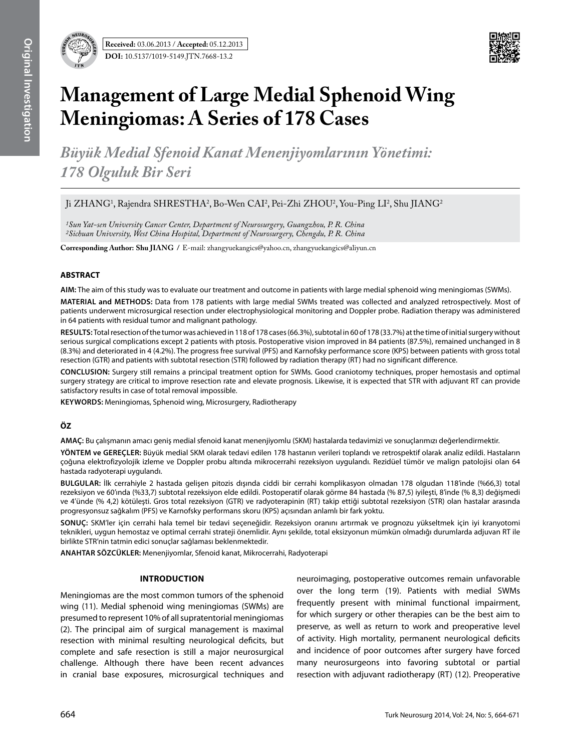**Received:** 03.06.2013 / **Accepted:** 05.12.2013

**DOI:** 10.5137/1019-5149.JTN.7668-13.2

# Management of Large Medial Sphenoid Wing Meningiomas: A Series of 178 Cases

## *Büyük Medial Sfenoid Kanat Menenjiyomlarının Yönetimi: 178 Olguluk Bir Seri*

Ji ZHANG[1], Rajendra SHRESTHA[2], Bo-Wen CAI[2], Pei-Zhi ZHOU[2], You-Ping LI[2], Shu JIANG[2]

*[1]Sun Yat-sen University Cancer Center, Department of Neurosurgery, Guangzhou, P. R. China*
*[2]Sichuan University, West China Hospital, Department of Neurosurgery, Chengdu, P. R. China*

**Corresponding Author: Shu JIANG /** E-mail: zhangyuekangics@yahoo.cn, zhangyuekangics@aliyun.cn

### ABSTRACT

**AIM:** The aim of this study was to evaluate our treatment and outcome in patients with large medial sphenoid wing meningiomas (SWMs).

**MATERIAL and METHODS:** Data from 178 patients with large medial SWMs treated was collected and analyzed retrospectively. Most of patients underwent microsurgical resection under electrophysiological monitoring and Doppler probe. Radiation therapy was administered in 64 patients with residual tumor and malignant pathology.

**RESULTS:** Total resection of the tumor was achieved in 118 of 178 cases (66.3%), subtotal in 60 of 178 (33.7%) at the time of initial surgery without serious surgical complications except 2 patients with ptosis. Postoperative vision improved in 84 patients (87.5%), remained unchanged in 8 (8.3%) and deteriorated in 4 (4.2%). The progress free survival (PFS) and Karnofsky performance score (KPS) between patients with gross total resection (GTR) and patients with subtotal resection (STR) followed by radiation therapy (RT) had no significant difference.

**CONCLUSION:** Surgery still remains a principal treatment option for SWMs. Good craniotomy techniques, proper hemostasis and optimal surgery strategy are critical to improve resection rate and elevate prognosis. Likewise, it is expected that STR with adjuvant RT can provide satisfactory results in case of total removal impossible.

**KEYWORDS:** Meningiomas, Sphenoid wing, Microsurgery, Radiotherapy

### ÖZ

**AMAÇ:** Bu çalışmanın amacı geniş medial sfenoid kanat menenjiyomlu (SKM) hastalarda tedavimizi ve sonuçlarımızı değerlendirmektir.

**YÖNTEM ve GEREÇLER:** Büyük medial SKM olarak tedavi edilen 178 hastanın verileri toplandı ve retrospektif olarak analiz edildi. Hastaların çoğuna elektrofizyolojik izleme ve Doppler probu altında mikrocerrahi rezeksiyon uygulandı. Rezidüel tümör ve malign patolojisi olan 64 hastada radyoterapi uygulandı.

**BULGULAR:** İlk cerrahiyle 2 hastada gelişen pitozis dışında ciddi bir cerrahi komplikasyon olmadan 178 olgudan 118'inde (%66,3) total rezeksiyon ve 60'ında (%33,7) subtotal rezeksiyon elde edildi. Postoperatif olarak görme 84 hastada (% 87,5) iyileşti, 8'inde (% 8,3) değişmedi ve 4'ünde (% 4,2) kötüleşti. Gros total rezeksiyon (GTR) ve radyoterapinin (RT) takip ettiği subtotal rezeksiyon (STR) olan hastalar arasında progresyonsuz sağkalım (PFS) ve Karnofsky performans skoru (KPS) açısından anlamlı bir fark yoktu.

**SONUÇ:** SKM'ler için cerrahi hala temel bir tedavi seçeneğidir. Rezeksiyon oranını artırmak ve prognozu yükseltmek için iyi kranyotomi teknikleri, uygun hemostaz ve optimal cerrahi strateji önemlidir. Aynı şekilde, total eksizyonun mümkün olmadığı durumlarda adjuvan RT ile birlikte STR'nin tatmin edici sonuçlar sağlaması beklenmektedir.

**ANAHTAR SÖZCÜKLER:** Menenjiyomlar, Sfenoid kanat, Mikrocerrahi, Radyoterapi

### INTRODUCTION

Meningiomas are the most common tumors of the sphenoid wing (11). Medial sphenoid wing meningiomas (SWMs) are presumed to represent 10% of all supratentorial meningiomas (2). The principal aim of surgical management is maximal resection with minimal resulting neurological deficits, but complete and safe resection is still a major neurosurgical challenge. Although there have been recent advances in cranial base exposures, microsurgical techniques and neuroimaging, postoperative outcomes remain unfavorable over the long term (19). Patients with medial SWMs frequently present with minimal functional impairment, for which surgery or other therapies can be the best aim to preserve, as well as return to work and preoperative level of activity. High mortality, permanent neurological deficits and incidence of poor outcomes after surgery have forced many neurosurgeons into favoring subtotal or partial resection with adjuvant radiotherapy (RT) (12). Preoperative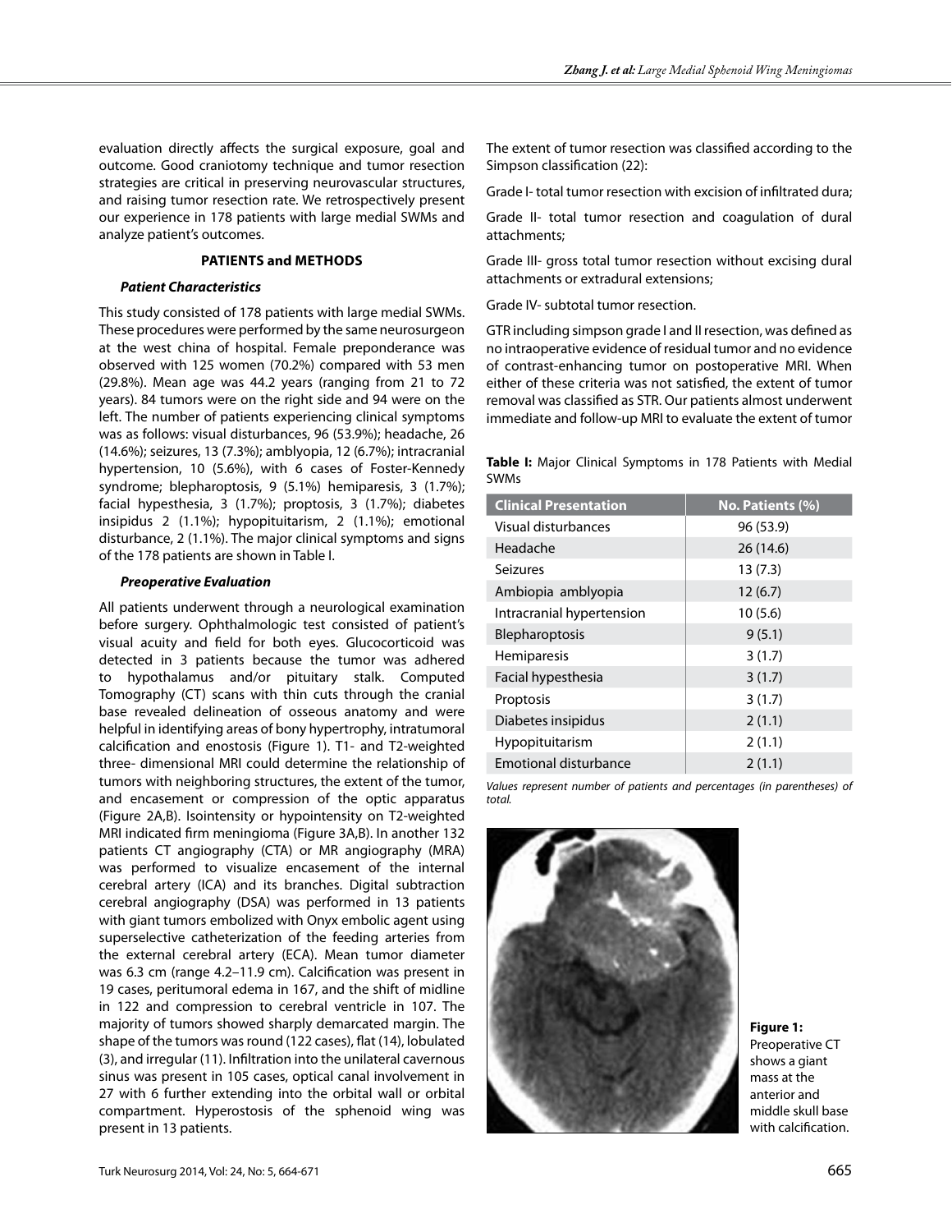evaluation directly affects the surgical exposure, goal and outcome. Good craniotomy technique and tumor resection strategies are critical in preserving neurovascular structures, and raising tumor resection rate. We retrospectively present our experience in 178 patients with large medial SWMs and analyze patient's outcomes.

## PATIENTS and METHODS

### *Patient Characteristics*

This study consisted of 178 patients with large medial SWMs. These procedures were performed by the same neurosurgeon at the west china of hospital. Female preponderance was observed with 125 women (70.2%) compared with 53 men (29.8%). Mean age was 44.2 years (ranging from 21 to 72 years). 84 tumors were on the right side and 94 were on the left. The number of patients experiencing clinical symptoms was as follows: visual disturbances, 96 (53.9%); headache, 26 (14.6%); seizures, 13 (7.3%); amblyopia, 12 (6.7%); intracranial hypertension, 10 (5.6%), with 6 cases of Foster-Kennedy syndrome; blepharoptosis, 9 (5.1%) hemiparesis, 3 (1.7%); facial hypesthesia, 3 (1.7%); proptosis, 3 (1.7%); diabetes insipidus 2 (1.1%); hypopituitarism, 2 (1.1%); emotional disturbance, 2 (1.1%). The major clinical symptoms and signs of the 178 patients are shown in Table I.

### *Preoperative Evaluation*

All patients underwent through a neurological examination before surgery. Ophthalmologic test consisted of patient's visual acuity and field for both eyes. Glucocorticoid was detected in 3 patients because the tumor was adhered to hypothalamus and/or pituitary stalk. Computed Tomography (CT) scans with thin cuts through the cranial base revealed delineation of osseous anatomy and were helpful in identifying areas of bony hypertrophy, intratumoral calcification and enostosis (Figure 1). T1- and T2-weighted three- dimensional MRI could determine the relationship of tumors with neighboring structures, the extent of the tumor, and encasement or compression of the optic apparatus (Figure 2A,B). Isointensity or hypointensity on T2-weighted MRI indicated firm meningioma (Figure 3A,B). In another 132 patients CT angiography (CTA) or MR angiography (MRA) was performed to visualize encasement of the internal cerebral artery (ICA) and its branches. Digital subtraction cerebral angiography (DSA) was performed in 13 patients with giant tumors embolized with Onyx embolic agent using superselective catheterization of the feeding arteries from the external cerebral artery (ECA). Mean tumor diameter was 6.3 cm (range 4.2–11.9 cm). Calcification was present in 19 cases, peritumoral edema in 167, and the shift of midline in 122 and compression to cerebral ventricle in 107. The majority of tumors showed sharply demarcated margin. The shape of the tumors was round (122 cases), flat (14), lobulated (3), and irregular (11). Infiltration into the unilateral cavernous sinus was present in 105 cases, optical canal involvement in 27 with 6 further extending into the orbital wall or orbital compartment. Hyperostosis of the sphenoid wing was present in 13 patients.

The extent of tumor resection was classified according to the Simpson classification (22):

Grade I- total tumor resection with excision of infiltrated dura;

Grade II- total tumor resection and coagulation of dural attachments;

Grade III- gross total tumor resection without excising dural attachments or extradural extensions;

Grade IV- subtotal tumor resection.

GTR including simpson grade I and II resection, was defined as no intraoperative evidence of residual tumor and no evidence of contrast-enhancing tumor on postoperative MRI. When either of these criteria was not satisfied, the extent of tumor removal was classified as STR. Our patients almost underwent immediate and follow-up MRI to evaluate the extent of tumor

**Table I:** Major Clinical Symptoms in 178 Patients with Medial SWMs

| Clinical Presentation | No. Patients (%) |
| --- | --- |
| Visual disturbances | 96 (53.9) |
| Headache | 26 (14.6) |
| Seizures | 13 (7.3) |
| Ambiopia amblyopia | 12 (6.7) |
| Intracranial hypertension | 10 (5.6) |
| Blepharoptosis | 9 (5.1) |
| Hemiparesis | 3 (1.7) |
| Facial hypesthesia | 3 (1.7) |
| Proptosis | 3 (1.7) |
| Diabetes insipidus | 2 (1.1) |
| Hypopituitarism | 2 (1.1) |
| Emotional disturbance | 2 (1.1) |

*Values represent number of patients and percentages (in parentheses) of total.*

**Figure 1:** Preoperative CT shows a giant mass at the anterior and middle skull base with calcification.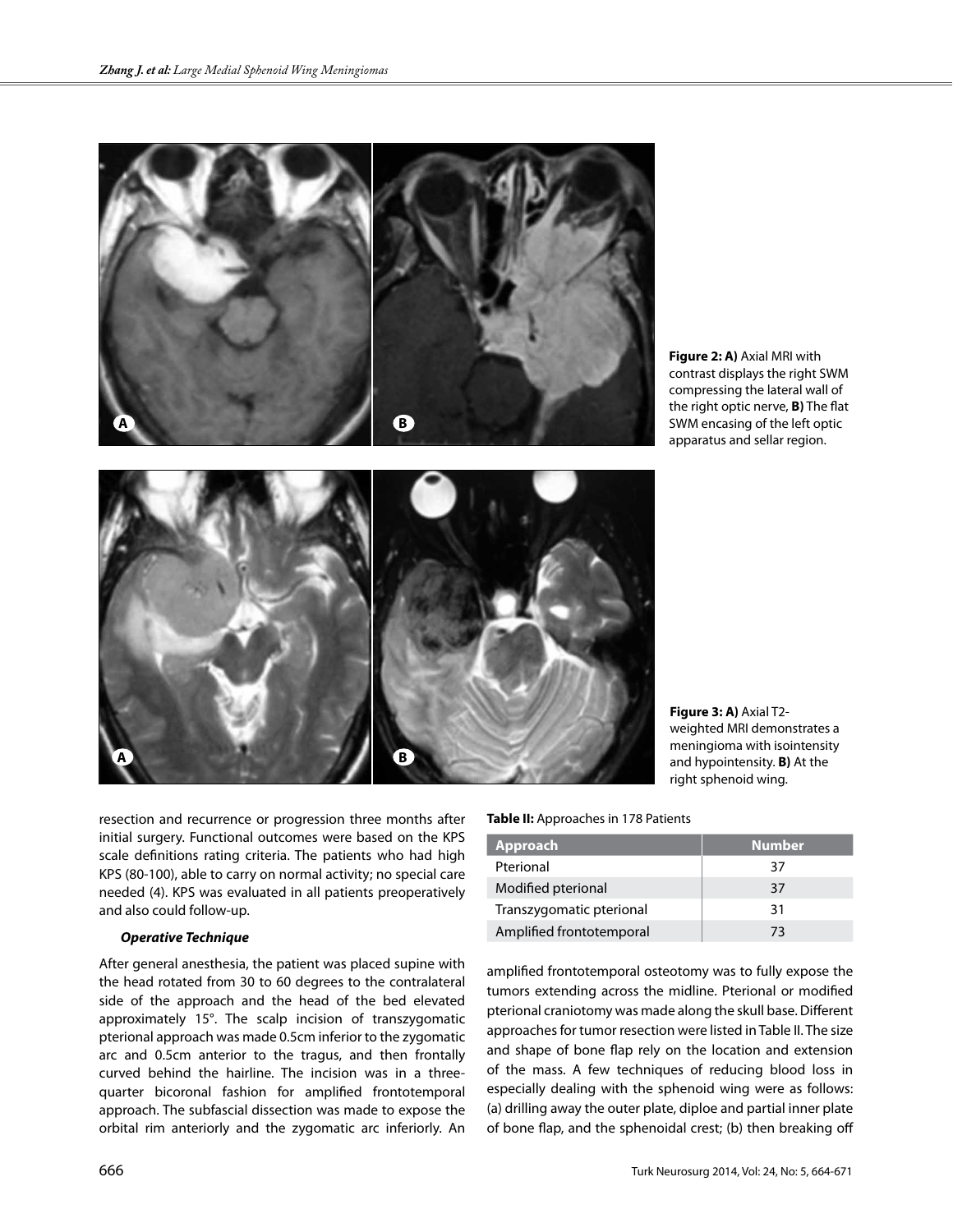**Figure 2: A)** Axial MRI with contrast displays the right SWM compressing the lateral wall of the right optic nerve, **B)** The flat SWM encasing of the left optic apparatus and sellar region.

**Figure 3: A)** Axial T2-weighted MRI demonstrates a meningioma with isointensity and hypointensity. **B)** At the right sphenoid wing.

resection and recurrence or progression three months after initial surgery. Functional outcomes were based on the KPS scale definitions rating criteria. The patients who had high KPS (80-100), able to carry on normal activity; no special care needed (4). KPS was evaluated in all patients preoperatively and also could follow-up.

### *Operative Technique*

After general anesthesia, the patient was placed supine with the head rotated from 30 to 60 degrees to the contralateral side of the approach and the head of the bed elevated approximately 15°. The scalp incision of transzygomatic pterional approach was made 0.5cm inferior to the zygomatic arc and 0.5cm anterior to the tragus, and then frontally curved behind the hairline. The incision was in a three-quarter bicoronal fashion for amplified frontotemporal approach. The subfascial dissection was made to expose the orbital rim anteriorly and the zygomatic arc inferiorly. An amplified frontotemporal osteotomy was to fully expose the tumors extending across the midline. Pterional or modified pterional craniotomy was made along the skull base. Different approaches for tumor resection were listed in Table II. The size and shape of bone flap rely on the location and extension of the mass. A few techniques of reducing blood loss in especially dealing with the sphenoid wing were as follows: (a) drilling away the outer plate, diploe and partial inner plate of bone flap, and the sphenoidal crest; (b) then breaking off

**Table II:** Approaches in 178 Patients

| Approach | Number |
|---|---|
| Pterional | 37 |
| Modified pterional | 37 |
| Transzygomatic pterional | 31 |
| Amplified frontotemporal | 73 |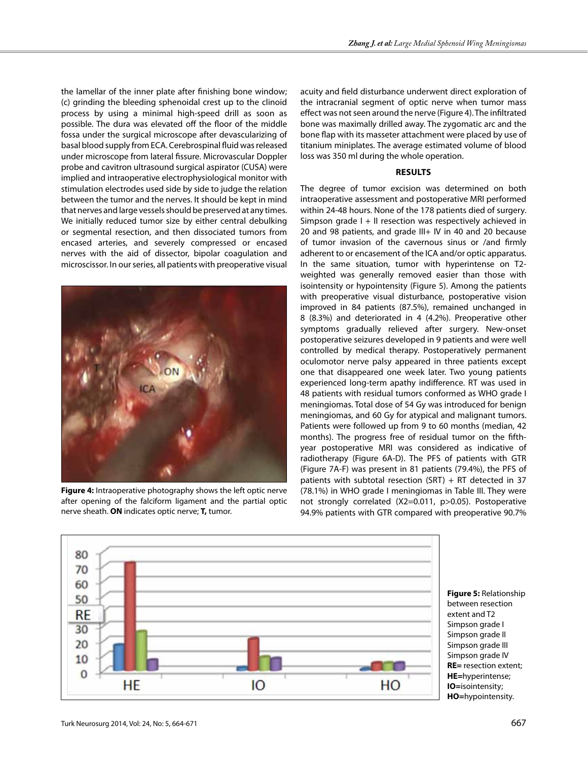the lamellar of the inner plate after finishing bone window; (c) grinding the bleeding sphenoidal crest up to the clinoid process by using a minimal high-speed drill as soon as possible. The dura was elevated off the floor of the middle fossa under the surgical microscope after devascularizing of basal blood supply from ECA. Cerebrospinal fluid was released under microscope from lateral fissure. Microvascular Doppler probe and cavitron ultrasound surgical aspirator (CUSA) were implied and intraoperative electrophysiological monitor with stimulation electrodes used side by side to judge the relation between the tumor and the nerves. It should be kept in mind that nerves and large vessels should be preserved at any times. We initially reduced tumor size by either central debulking or segmental resection, and then dissociated tumors from encased arteries, and severely compressed or encased nerves with the aid of dissector, bipolar coagulation and microscissor. In our series, all patients with preoperative visual acuity and field disturbance underwent direct exploration of the intracranial segment of optic nerve when tumor mass effect was not seen around the nerve (Figure 4). The infiltrated bone was maximally drilled away. The zygomatic arc and the bone flap with its masseter attachment were placed by use of titanium miniplates. The average estimated volume of blood loss was 350 ml during the whole operation.

**Figure 4:** Intraoperative photography shows the left optic nerve after opening of the falciform ligament and the partial optic nerve sheath. **ON** indicates optic nerve; **T,** tumor.

## RESULTS

The degree of tumor excision was determined on both intraoperative assessment and postoperative MRI performed within 24-48 hours. None of the 178 patients died of surgery. Simpson grade I + II resection was respectively achieved in 20 and 98 patients, and grade III+ IV in 40 and 20 because of tumor invasion of the cavernous sinus or /and firmly adherent to or encasement of the ICA and/or optic apparatus. In the same situation, tumor with hyperintense on T2-weighted was generally removed easier than those with isointensity or hypointensity (Figure 5). Among the patients with preoperative visual disturbance, postoperative vision improved in 84 patients (87.5%), remained unchanged in 8 (8.3%) and deteriorated in 4 (4.2%). Preoperative other symptoms gradually relieved after surgery. New-onset postoperative seizures developed in 9 patients and were well controlled by medical therapy. Postoperatively permanent oculomotor nerve palsy appeared in three patients except one that disappeared one week later. Two young patients experienced long-term apathy indifference. RT was used in 48 patients with residual tumors conformed as WHO grade I meningiomas. Total dose of 54 Gy was introduced for benign meningiomas, and 60 Gy for atypical and malignant tumors. Patients were followed up from 9 to 60 months (median, 42 months). The progress free of residual tumor on the fifth-year postoperative MRI was considered as indicative of radiotherapy (Figure 6A-D). The PFS of patients with GTR (Figure 7A-F) was present in 81 patients (79.4%), the PFS of patients with subtotal resection (SRT) + RT detected in 37 (78.1%) in WHO grade I meningiomas in Table III. They were not strongly correlated ($X2=0.011$, $p>0.05$). Postoperative 94.9% patients with GTR compared with preoperative 90.7%

**Figure 5:** Relationship between resection extent and T2
Simpson grade I
Simpson grade II
Simpson grade III
Simpson grade IV
**RE=** resection extent; **HE=**hyperintense; **IO=**isointensity; **HO=**hypointensity.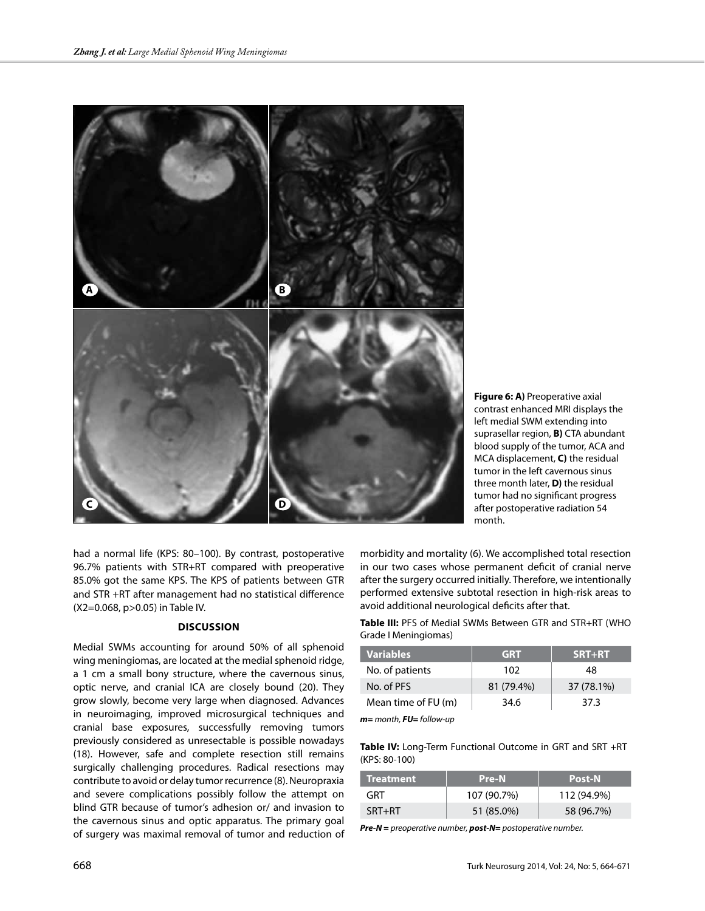Figure 6: A) Preoperative axial contrast enhanced MRI displays the left medial SWM extending into suprasellar region, B) CTA abundant blood supply of the tumor, ACA and MCA displacement, C) the residual tumor in the left cavernous sinus three month later, D) the residual tumor had no significant progress after postoperative radiation 54 month.

had a normal life (KPS: 80–100). By contrast, postoperative 96.7% patients with STR+RT compared with preoperative 85.0% got the same KPS. The KPS of patients between GTR and STR +RT after management had no statistical difference (X2=0.068, p>0.05) in Table IV.

## DISCUSSION

Medial SWMs accounting for around 50% of all sphenoid wing meningiomas, are located at the medial sphenoid ridge, a 1 cm a small bony structure, where the cavernous sinus, optic nerve, and cranial ICA are closely bound (20). They grow slowly, become very large when diagnosed. Advances in neuroimaging, improved microsurgical techniques and cranial base exposures, successfully removing tumors previously considered as unresectable is possible nowadays (18). However, safe and complete resection still remains surgically challenging procedures. Radical resections may contribute to avoid or delay tumor recurrence (8). Neuropraxia and severe complications possibly follow the attempt on blind GTR because of tumor's adhesion or/ and invasion to the cavernous sinus and optic apparatus. The primary goal of surgery was maximal removal of tumor and reduction of morbidity and mortality (6). We accomplished total resection in our two cases whose permanent deficit of cranial nerve after the surgery occurred initially. Therefore, we intentionally performed extensive subtotal resection in high-risk areas to avoid additional neurological deficits after that.

**Table III:** PFS of Medial SWMs Between GTR and STR+RT (WHO Grade I Meningiomas)

| Variables | GRT | SRT+RT |
|---|---|---|
| No. of patients | 102 | 48 |
| No. of PFS | 81 (79.4%) | 37 (78.1%) |
| Mean time of FU (m) | 34.6 | 37.3 |

*m= month, FU= follow-up*

**Table IV:** Long-Term Functional Outcome in GRT and SRT +RT (KPS: 80-100)

| Treatment | Pre-N | Post-N |
|---|---|---|
| GRT | 107 (90.7%) | 112 (94.9%) |
| SRT+RT | 51 (85.0%) | 58 (96.7%) |

*Pre-N = preoperative number, post-N= postoperative number.*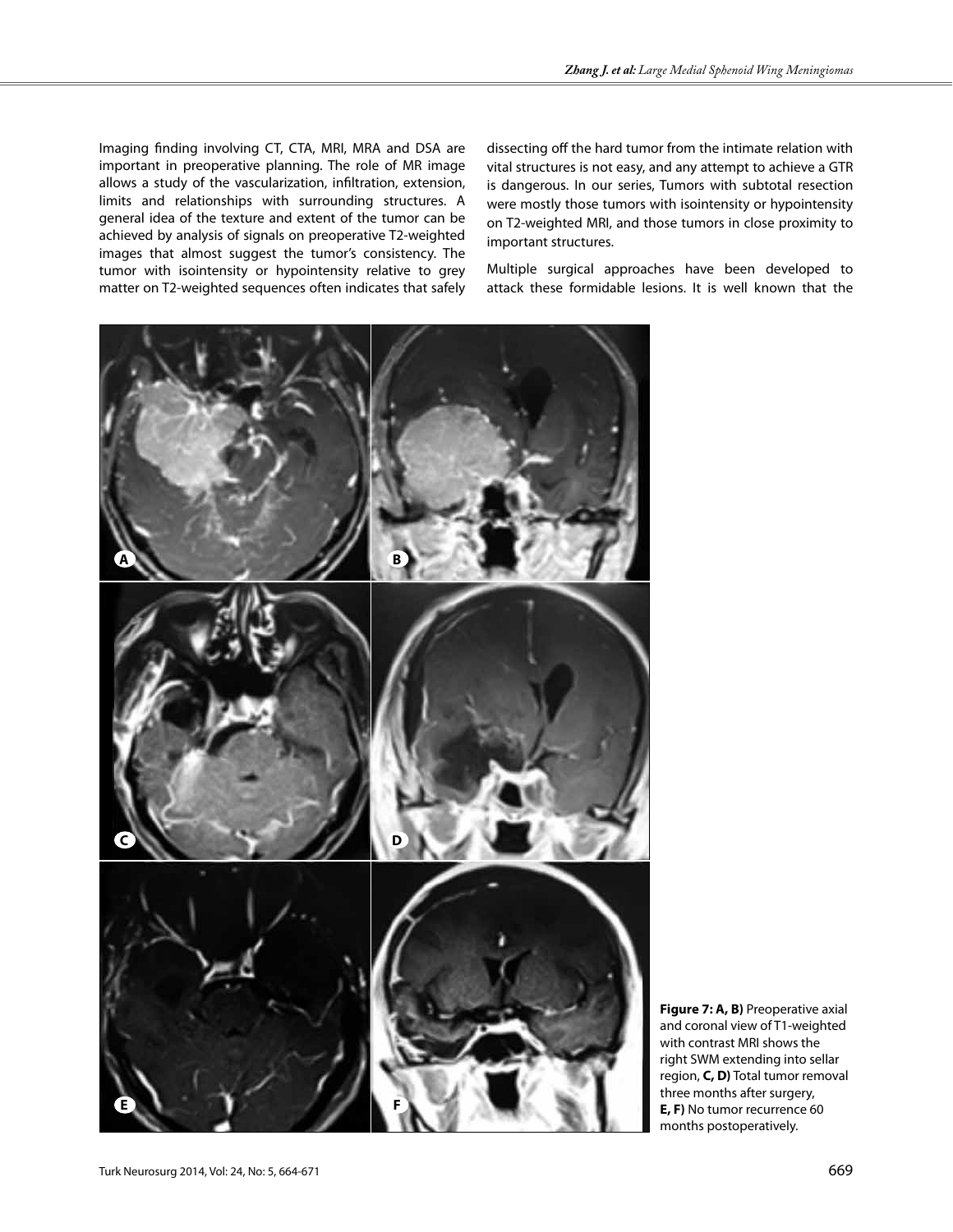Imaging finding involving CT, CTA, MRI, MRA and DSA are important in preoperative planning. The role of MR image allows a study of the vascularization, infiltration, extension, limits and relationships with surrounding structures. A general idea of the texture and extent of the tumor can be achieved by analysis of signals on preoperative T2-weighted images that almost suggest the tumor's consistency. The tumor with isointensity or hypointensity relative to grey matter on T2-weighted sequences often indicates that safely dissecting off the hard tumor from the intimate relation with vital structures is not easy, and any attempt to achieve a GTR is dangerous. In our series, Tumors with subtotal resection were mostly those tumors with isointensity or hypointensity on T2-weighted MRI, and those tumors in close proximity to important structures.

Multiple surgical approaches have been developed to attack these formidable lesions. It is well known that the

**Figure 7: A, B)** Preoperative axial and coronal view of T1-weighted with contrast MRI shows the right SWM extending into sellar region, **C, D)** Total tumor removal three months after surgery, **E, F)** No tumor recurrence 60 months postoperatively.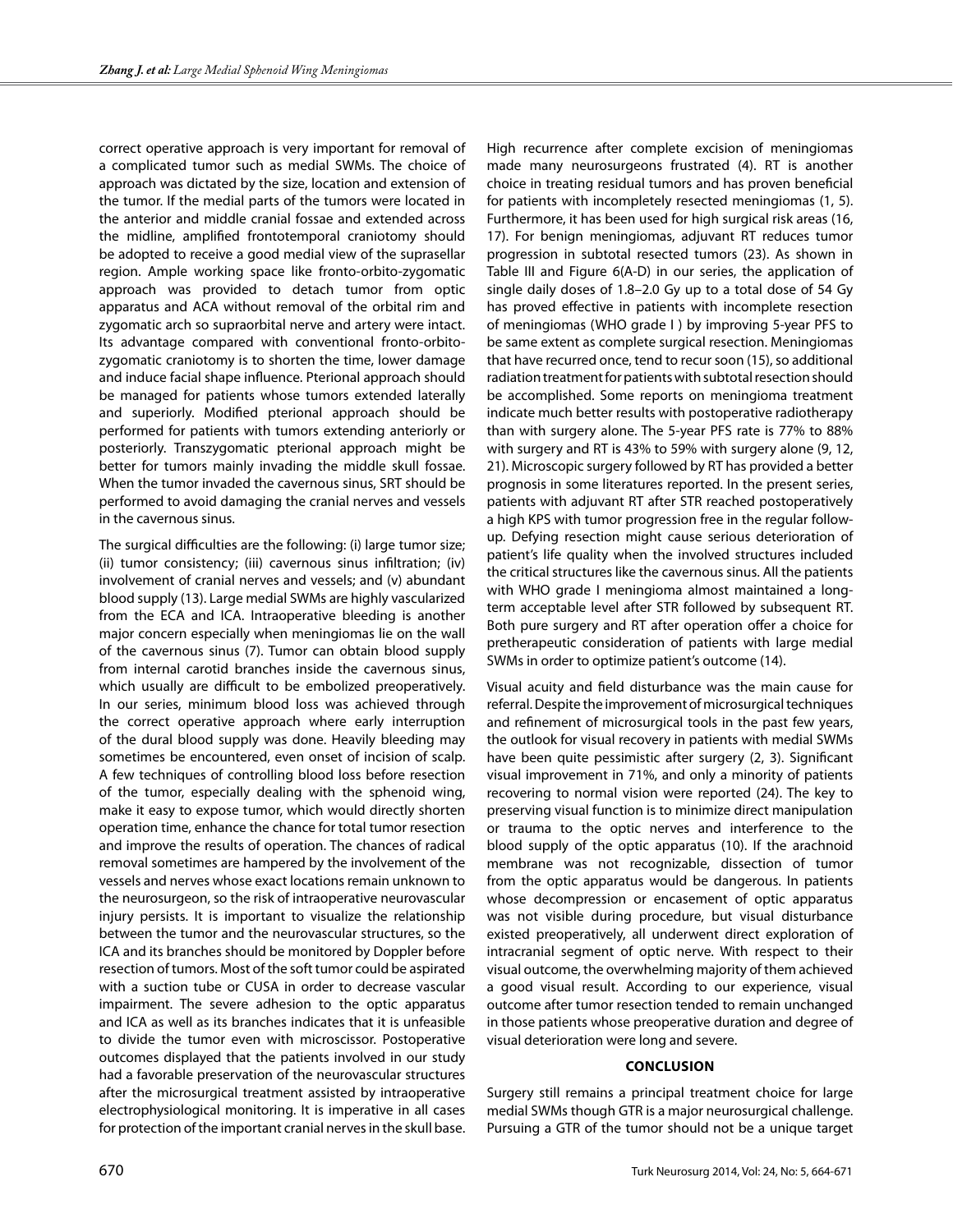correct operative approach is very important for removal of a complicated tumor such as medial SWMs. The choice of approach was dictated by the size, location and extension of the tumor. If the medial parts of the tumors were located in the anterior and middle cranial fossae and extended across the midline, amplified frontotemporal craniotomy should be adopted to receive a good medial view of the suprasellar region. Ample working space like fronto-orbito-zygomatic approach was provided to detach tumor from optic apparatus and ACA without removal of the orbital rim and zygomatic arch so supraorbital nerve and artery were intact. Its advantage compared with conventional fronto-orbito-zygomatic craniotomy is to shorten the time, lower damage and induce facial shape influence. Pterional approach should be managed for patients whose tumors extended laterally and superiorly. Modified pterional approach should be performed for patients with tumors extending anteriorly or posteriorly. Transzygomatic pterional approach might be better for tumors mainly invading the middle skull fossae. When the tumor invaded the cavernous sinus, SRT should be performed to avoid damaging the cranial nerves and vessels in the cavernous sinus.

The surgical difficulties are the following: (i) large tumor size; (ii) tumor consistency; (iii) cavernous sinus infiltration; (iv) involvement of cranial nerves and vessels; and (v) abundant blood supply (13). Large medial SWMs are highly vascularized from the ECA and ICA. Intraoperative bleeding is another major concern especially when meningiomas lie on the wall of the cavernous sinus (7). Tumor can obtain blood supply from internal carotid branches inside the cavernous sinus, which usually are difficult to be embolized preoperatively. In our series, minimum blood loss was achieved through the correct operative approach where early interruption of the dural blood supply was done. Heavily bleeding may sometimes be encountered, even onset of incision of scalp. A few techniques of controlling blood loss before resection of the tumor, especially dealing with the sphenoid wing, make it easy to expose tumor, which would directly shorten operation time, enhance the chance for total tumor resection and improve the results of operation. The chances of radical removal sometimes are hampered by the involvement of the vessels and nerves whose exact locations remain unknown to the neurosurgeon, so the risk of intraoperative neurovascular injury persists. It is important to visualize the relationship between the tumor and the neurovascular structures, so the ICA and its branches should be monitored by Doppler before resection of tumors. Most of the soft tumor could be aspirated with a suction tube or CUSA in order to decrease vascular impairment. The severe adhesion to the optic apparatus and ICA as well as its branches indicates that it is unfeasible to divide the tumor even with microscissor. Postoperative outcomes displayed that the patients involved in our study had a favorable preservation of the neurovascular structures after the microsurgical treatment assisted by intraoperative electrophysiological monitoring. It is imperative in all cases for protection of the important cranial nerves in the skull base.

High recurrence after complete excision of meningiomas made many neurosurgeons frustrated (4). RT is another choice in treating residual tumors and has proven beneficial for patients with incompletely resected meningiomas (1, 5). Furthermore, it has been used for high surgical risk areas (16, 17). For benign meningiomas, adjuvant RT reduces tumor progression in subtotal resected tumors (23). As shown in Table III and Figure 6(A-D) in our series, the application of single daily doses of 1.8–2.0 Gy up to a total dose of 54 Gy has proved effective in patients with incomplete resection of meningiomas (WHO grade I ) by improving 5-year PFS to be same extent as complete surgical resection. Meningiomas that have recurred once, tend to recur soon (15), so additional radiation treatment for patients with subtotal resection should be accomplished. Some reports on meningioma treatment indicate much better results with postoperative radiotherapy than with surgery alone. The 5-year PFS rate is 77% to 88% with surgery and RT is 43% to 59% with surgery alone (9, 12, 21). Microscopic surgery followed by RT has provided a better prognosis in some literatures reported. In the present series, patients with adjuvant RT after STR reached postoperatively a high KPS with tumor progression free in the regular follow-up. Defying resection might cause serious deterioration of patient's life quality when the involved structures included the critical structures like the cavernous sinus. All the patients with WHO grade I meningioma almost maintained a long-term acceptable level after STR followed by subsequent RT. Both pure surgery and RT after operation offer a choice for pretherapeutic consideration of patients with large medial SWMs in order to optimize patient's outcome (14).

Visual acuity and field disturbance was the main cause for referral. Despite the improvement of microsurgical techniques and refinement of microsurgical tools in the past few years, the outlook for visual recovery in patients with medial SWMs have been quite pessimistic after surgery (2, 3). Significant visual improvement in 71%, and only a minority of patients recovering to normal vision were reported (24). The key to preserving visual function is to minimize direct manipulation or trauma to the optic nerves and interference to the blood supply of the optic apparatus (10). If the arachnoid membrane was not recognizable, dissection of tumor from the optic apparatus would be dangerous. In patients whose decompression or encasement of optic apparatus was not visible during procedure, but visual disturbance existed preoperatively, all underwent direct exploration of intracranial segment of optic nerve. With respect to their visual outcome, the overwhelming majority of them achieved a good visual result. According to our experience, visual outcome after tumor resection tended to remain unchanged in those patients whose preoperative duration and degree of visual deterioration were long and severe.

## CONCLUSION

Surgery still remains a principal treatment choice for large medial SWMs though GTR is a major neurosurgical challenge. Pursuing a GTR of the tumor should not be a unique target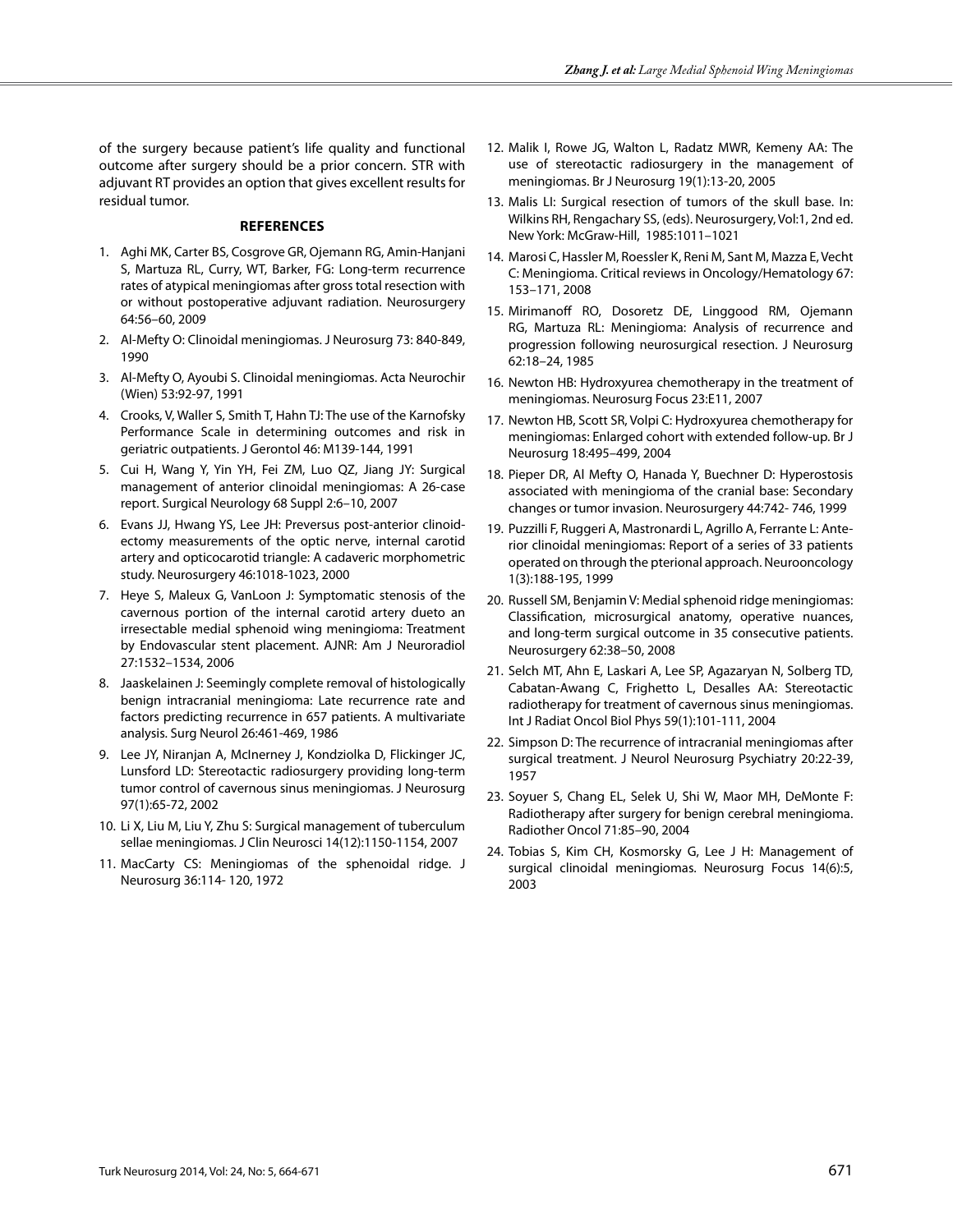of the surgery because patient's life quality and functional outcome after surgery should be a prior concern. STR with adjuvant RT provides an option that gives excellent results for residual tumor.

## REFERENCES

1. Aghi MK, Carter BS, Cosgrove GR, Ojemann RG, Amin-Hanjani S, Martuza RL, Curry, WT, Barker, FG: Long-term recurrence rates of atypical meningiomas after gross total resection with or without postoperative adjuvant radiation. Neurosurgery 64:56–60, 2009
2. Al-Mefty O: Clinoidal meningiomas. J Neurosurg 73: 840-849, 1990
3. Al-Mefty O, Ayoubi S. Clinoidal meningiomas. Acta Neurochir (Wien) 53:92-97, 1991
4. Crooks, V, Waller S, Smith T, Hahn TJ: The use of the Karnofsky Performance Scale in determining outcomes and risk in geriatric outpatients. J Gerontol 46: M139-144, 1991
5. Cui H, Wang Y, Yin YH, Fei ZM, Luo QZ, Jiang JY: Surgical management of anterior clinoidal meningiomas: A 26-case report. Surgical Neurology 68 Suppl 2:6–10, 2007
6. Evans JJ, Hwang YS, Lee JH: Preversus post-anterior clinoid-ectomy measurements of the optic nerve, internal carotid artery and opticocarotid triangle: A cadaveric morphometric study. Neurosurgery 46:1018-1023, 2000
7. Heye S, Maleux G, VanLoon J: Symptomatic stenosis of the cavernous portion of the internal carotid artery dueto an irresectable medial sphenoid wing meningioma: Treatment by Endovascular stent placement. AJNR: Am J Neuroradiol 27:1532–1534, 2006
8. Jaaskelainen J: Seemingly complete removal of histologically benign intracranial meningioma: Late recurrence rate and factors predicting recurrence in 657 patients. A multivariate analysis. Surg Neurol 26:461-469, 1986
9. Lee JY, Niranjan A, McInerney J, Kondziolka D, Flickinger JC, Lunsford LD: Stereotactic radiosurgery providing long-term tumor control of cavernous sinus meningiomas. J Neurosurg 97(1):65-72, 2002
10. Li X, Liu M, Liu Y, Zhu S: Surgical management of tuberculum sellae meningiomas. J Clin Neurosci 14(12):1150-1154, 2007
11. MacCarty CS: Meningiomas of the sphenoidal ridge. J Neurosurg 36:114- 120, 1972
12. Malik I, Rowe JG, Walton L, Radatz MWR, Kemeny AA: The use of stereotactic radiosurgery in the management of meningiomas. Br J Neurosurg 19(1):13-20, 2005
13. Malis LI: Surgical resection of tumors of the skull base. In: Wilkins RH, Rengachary SS, (eds). Neurosurgery, Vol:1, 2nd ed. New York: McGraw-Hill, 1985:1011–1021
14. Marosi C, Hassler M, Roessler K, Reni M, Sant M, Mazza E, Vecht C: Meningioma. Critical reviews in Oncology/Hematology 67: 153–171, 2008
15. Mirimanoff RO, Dosoretz DE, Linggood RM, Ojemann RG, Martuza RL: Meningioma: Analysis of recurrence and progression following neurosurgical resection. J Neurosurg 62:18–24, 1985
16. Newton HB: Hydroxyurea chemotherapy in the treatment of meningiomas. Neurosurg Focus 23:E11, 2007
17. Newton HB, Scott SR, Volpi C: Hydroxyurea chemotherapy for meningiomas: Enlarged cohort with extended follow-up. Br J Neurosurg 18:495–499, 2004
18. Pieper DR, Al Mefty O, Hanada Y, Buechner D: Hyperostosis associated with meningioma of the cranial base: Secondary changes or tumor invasion. Neurosurgery 44:742- 746, 1999
19. Puzzilli F, Ruggeri A, Mastronardi L, Agrillo A, Ferrante L: Anterior clinoidal meningiomas: Report of a series of 33 patients operated on through the pterional approach. Neurooncology 1(3):188-195, 1999
20. Russell SM, Benjamin V: Medial sphenoid ridge meningiomas: Classification, microsurgical anatomy, operative nuances, and long-term surgical outcome in 35 consecutive patients. Neurosurgery 62:38–50, 2008
21. Selch MT, Ahn E, Laskari A, Lee SP, Agazaryan N, Solberg TD, Cabatan-Awang C, Frighetto L, Desalles AA: Stereotactic radiotherapy for treatment of cavernous sinus meningiomas. Int J Radiat Oncol Biol Phys 59(1):101-111, 2004
22. Simpson D: The recurrence of intracranial meningiomas after surgical treatment. J Neurol Neurosurg Psychiatry 20:22-39, 1957
23. Soyuer S, Chang EL, Selek U, Shi W, Maor MH, DeMonte F: Radiotherapy after surgery for benign cerebral meningioma. Radiother Oncol 71:85–90, 2004
24. Tobias S, Kim CH, Kosmorsky G, Lee J H: Management of surgical clinoidal meningiomas. Neurosurg Focus 14(6):5, 2003